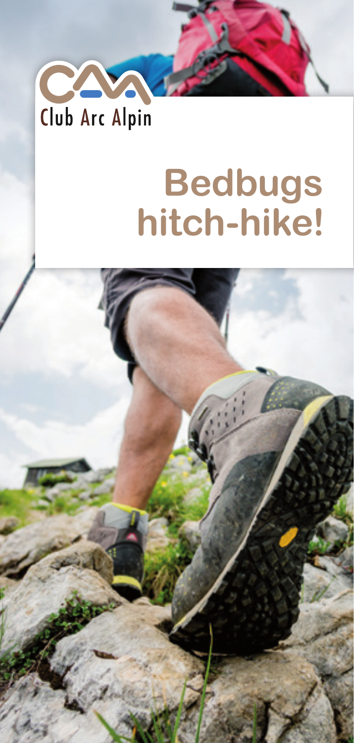Club Arc Alpin

# Bedbugs hitch-hike!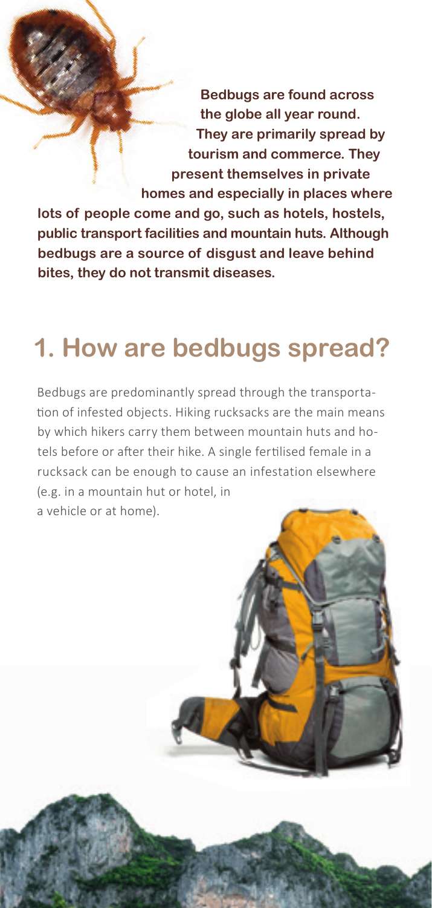**Bedbugs are found across the globe all year round. They are primarily spread by tourism and commerce. They present themselves in private homes and especially in places where lots of people come and go, such as hotels, hostels, public transport facilities and mountain huts. Although bedbugs are a source of disgust and leave behind bites, they do not transmit diseases.**

## 1. How are bedbugs spread?

Bedbugs are predominantly spread through the transportation of infested objects. Hiking rucksacks are the main means by which hikers carry them between mountain huts and hotels before or after their hike. A single fertilised female in a rucksack can be enough to cause an infestation elsewhere (e.g. in a mountain hut or hotel, in a vehicle or at home).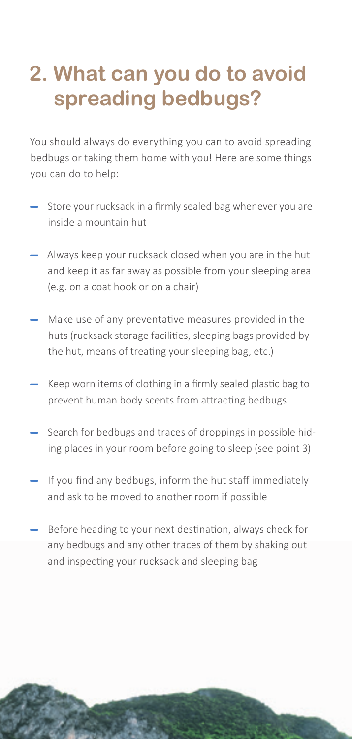## 2. What can you do to avoid spreading bedbugs?

You should always do everything you can to avoid spreading bedbugs or taking them home with you! Here are some things you can do to help:

- Store your rucksack in a firmly sealed bag whenever you are inside a mountain hut
- Always keep your rucksack closed when you are in the hut and keep it as far away as possible from your sleeping area (e.g. on a coat hook or on a chair)
- Make use of any preventative measures provided in the huts (rucksack storage facilities, sleeping bags provided by the hut, means of treating your sleeping bag, etc.)
- Keep worn items of clothing in a firmly sealed plastic bag to prevent human body scents from attracting bedbugs
- Search for bedbugs and traces of droppings in possible hiding places in your room before going to sleep (see point 3)
- If you find any bedbugs, inform the hut staff immediately and ask to be moved to another room if possible
- Before heading to your next destination, always check for any bedbugs and any other traces of them by shaking out and inspecting your rucksack and sleeping bag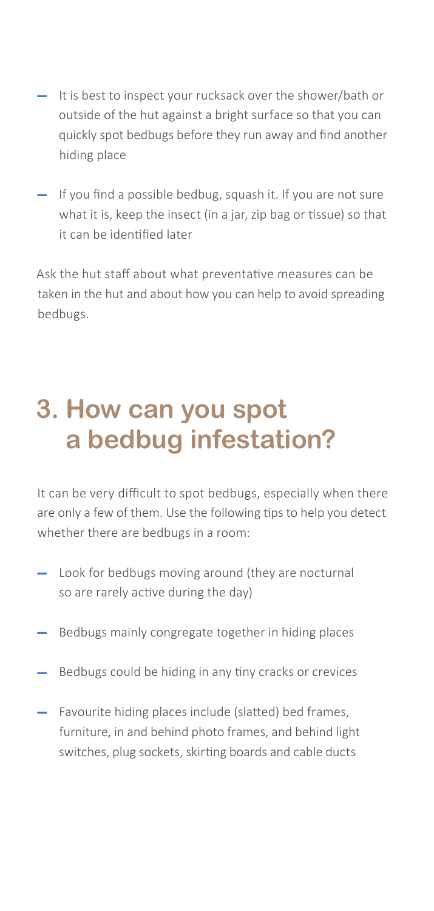- It is best to inspect your rucksack over the shower/bath or outside of the hut against a bright surface so that you can quickly spot bedbugs before they run away and find another hiding place
- If you find a possible bedbug, squash it. If you are not sure what it is, keep the insect (in a jar, zip bag or tissue) so that it can be identified later

Ask the hut staff about what preventative measures can be taken in the hut and about how you can help to avoid spreading bedbugs.

## 3. How can you spot a bedbug infestation?

It can be very difficult to spot bedbugs, especially when there are only a few of them. Use the following tips to help you detect whether there are bedbugs in a room:

- Look for bedbugs moving around (they are nocturnal so are rarely active during the day)
- Bedbugs mainly congregate together in hiding places
- Bedbugs could be hiding in any tiny cracks or crevices
- Favourite hiding places include (slatted) bed frames, furniture, in and behind photo frames, and behind light switches, plug sockets, skirting boards and cable ducts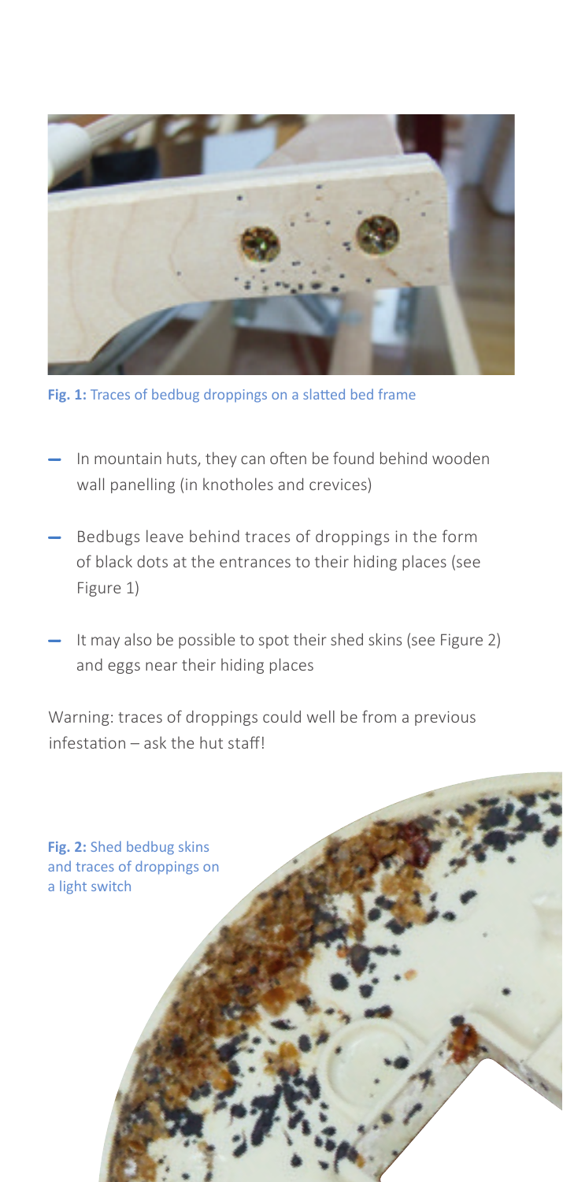Fig. 1: Traces of bedbug droppings on a slatted bed frame

- In mountain huts, they can often be found behind wooden wall panelling (in knotholes and crevices)
- Bedbugs leave behind traces of droppings in the form of black dots at the entrances to their hiding places (see Figure 1)
- It may also be possible to spot their shed skins (see Figure 2) and eggs near their hiding places

Warning: traces of droppings could well be from a previous infestation – ask the hut staff!

**Fig. 2:** Shed bedbug skins and traces of droppings on a light switch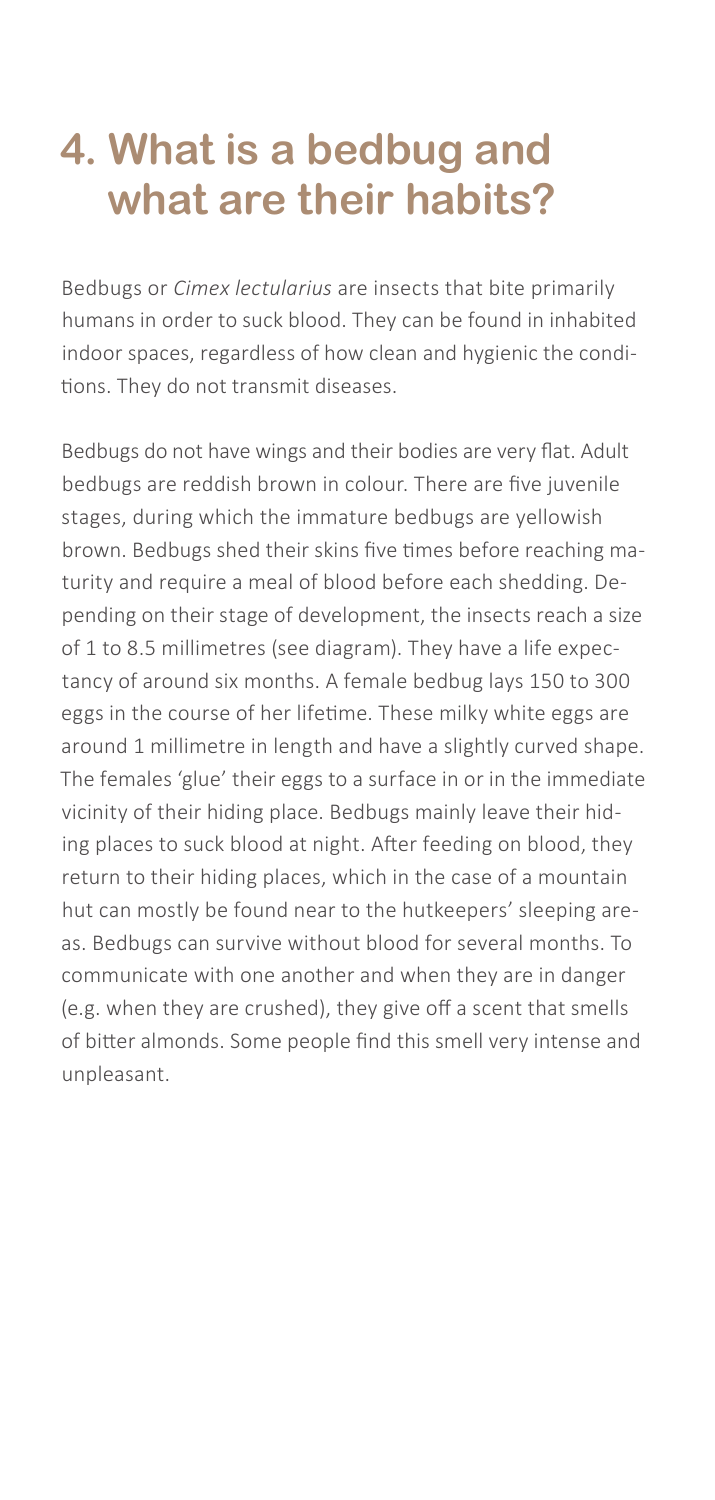# 4. What is a bedbug and what are their habits?

Bedbugs or *Cimex lectularius* are insects that bite primarily humans in order to suck blood. They can be found in inhabited indoor spaces, regardless of how clean and hygienic the conditions. They do not transmit diseases.

Bedbugs do not have wings and their bodies are very flat. Adult bedbugs are reddish brown in colour. There are five juvenile stages, during which the immature bedbugs are yellowish brown. Bedbugs shed their skins five times before reaching maturity and require a meal of blood before each shedding. Depending on their stage of development, the insects reach a size of 1 to 8.5 millimetres (see diagram). They have a life expectancy of around six months. A female bedbug lays 150 to 300 eggs in the course of her lifetime. These milky white eggs are around 1 millimetre in length and have a slightly curved shape. The females 'glue' their eggs to a surface in or in the immediate vicinity of their hiding place. Bedbugs mainly leave their hiding places to suck blood at night. After feeding on blood, they return to their hiding places, which in the case of a mountain hut can mostly be found near to the hutkeepers' sleeping areas. Bedbugs can survive without blood for several months. To communicate with one another and when they are in danger (e.g. when they are crushed), they give off a scent that smells of bitter almonds. Some people find this smell very intense and unpleasant.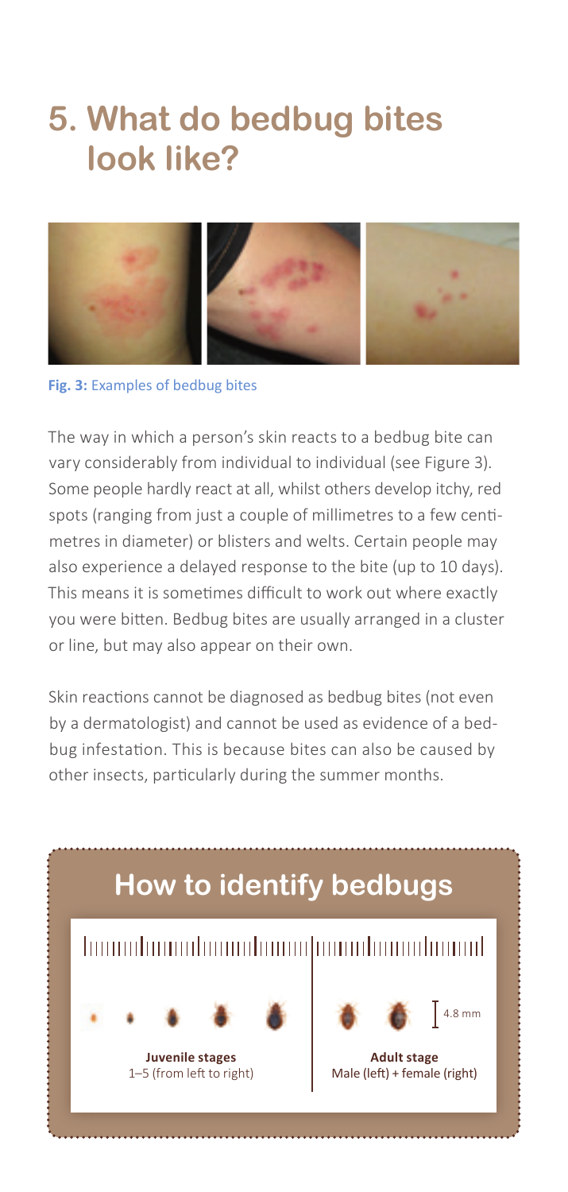# 5. What do bedbug bites look like?

**Fig. 3:** Examples of bedbug bites

The way in which a person's skin reacts to a bedbug bite can vary considerably from individual to individual (see Figure 3). Some people hardly react at all, whilst others develop itchy, red spots (ranging from just a couple of millimetres to a few centimetres in diameter) or blisters and welts. Certain people may also experience a delayed response to the bite (up to 10 days). This means it is sometimes difficult to work out where exactly you were bitten. Bedbug bites are usually arranged in a cluster or line, but may also appear on their own.

Skin reactions cannot be diagnosed as bedbug bites (not even by a dermatologist) and cannot be used as evidence of a bedbug infestation. This is because bites can also be caused by other insects, particularly during the summer months.

## How to identify bedbugs

4.8 mm

**Juvenile stages**
1–5 (from left to right)

**Adult stage**
Male (left) + female (right)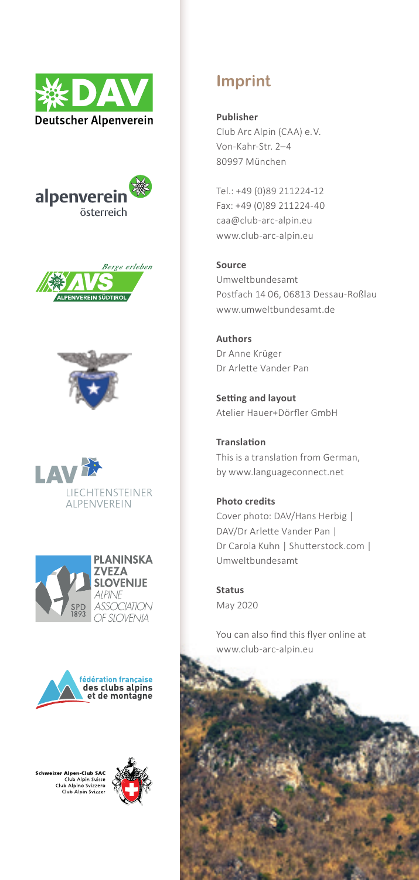## Imprint

**Publisher**
Club Arc Alpin (CAA) e.V.
Von-Kahr-Str. 2–4
80997 München

Tel.: +49 (0)89 211224-12
Fax: +49 (0)89 211224-40
caa@club-arc-alpin.eu
www.club-arc-alpin.eu

**Source**
Umweltbundesamt
Postfach 14 06, 06813 Dessau-Roßlau
www.umweltbundesamt.de

**Authors**
Dr Anne Krüger
Dr Arlette Vander Pan

**Setting and layout**
Atelier Hauer+Dörfler GmbH

**Translation**
This is a translation from German,
by www.languageconnect.net

**Photo credits**
Cover photo: DAV/Hans Herbig |
DAV/Dr Arlette Vander Pan |
Dr Carola Kuhn | Shutterstock.com |
Umweltbundesamt

**Status**
May 2020

You can also find this flyer online at
www.club-arc-alpin.eu